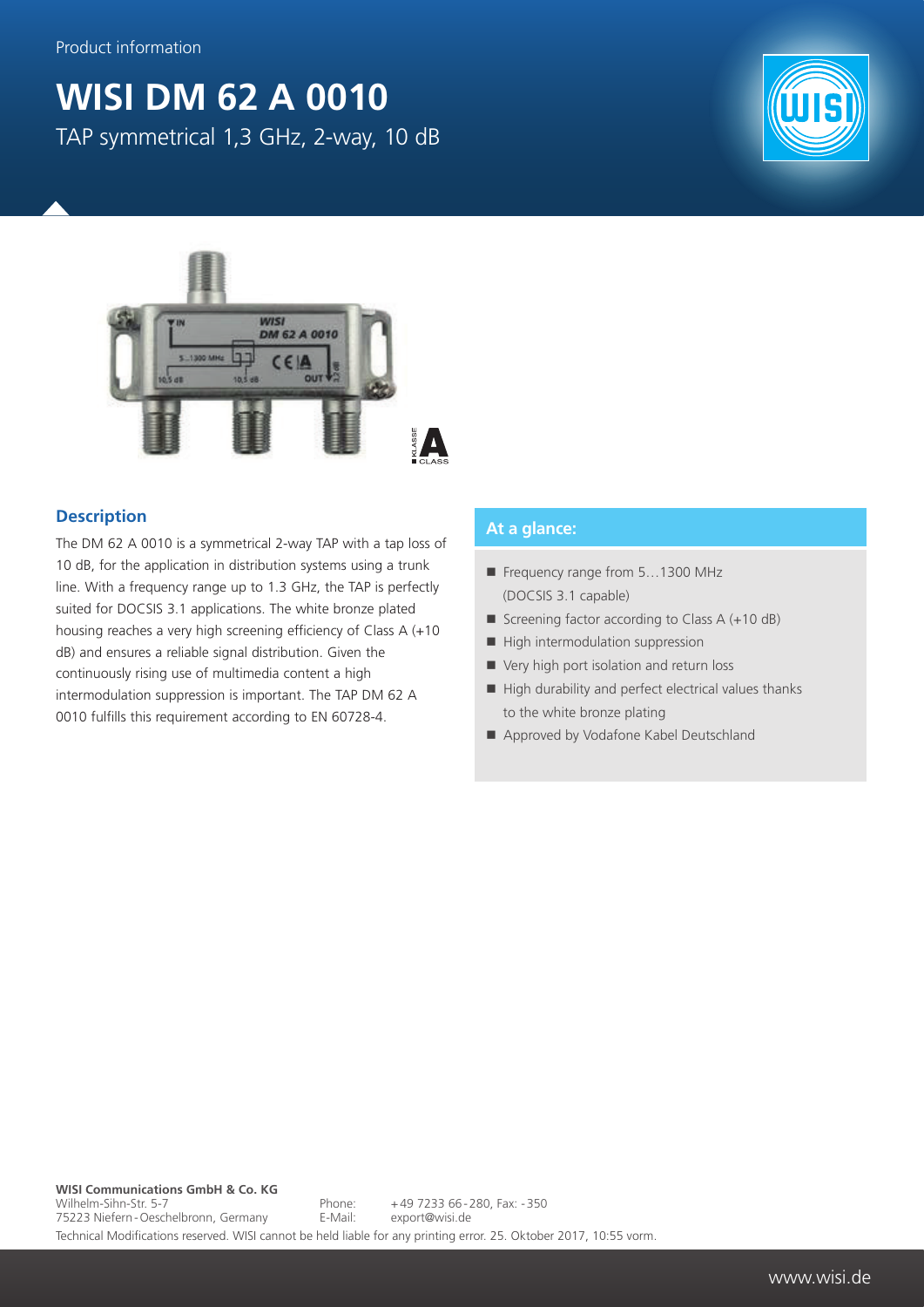Product information

# WISI DM 62 A 0010

TAP symmetrical 1,3 GHz, 2-way, 10 dB

## Description

The DM 62 A 0010 is a symmetrical 2-way TAP with a tap loss of 10 dB, for the application in distribution systems using a trunk line. With a frequency range up to 1.3 GHz, the TAP is perfectly suited for DOCSIS 3.1 applications. The white bronze plated housing reaches a very high screening efficiency of Class A (+10 dB) and ensures a reliable signal distribution. Given the continuously rising use of multimedia content a high intermodulation suppression is important. The TAP DM 62 A 0010 fulfills this requirement according to EN 60728-4.

## At a glance:

- Frequency range from 5…1300 MHz (DOCSIS 3.1 capable)
- Screening factor according to Class A (+10 dB)
- High intermodulation suppression
- Very high port isolation and return loss
- High durability and perfect electrical values thanks to the white bronze plating
- Approved by Vodafone Kabel Deutschland

**WISI Communications GmbH & Co. KG**
Wilhelm-Sihn-Str. 5-7
75223 Niefern-Oeschelbronn, Germany

Phone: +49 7233 66-280, Fax: -350
E-Mail: export@wisi.de

Technical Modifications reserved. WISI cannot be held liable for any printing error. 25. Oktober 2017, 10:55 vorm.

www.wisi.de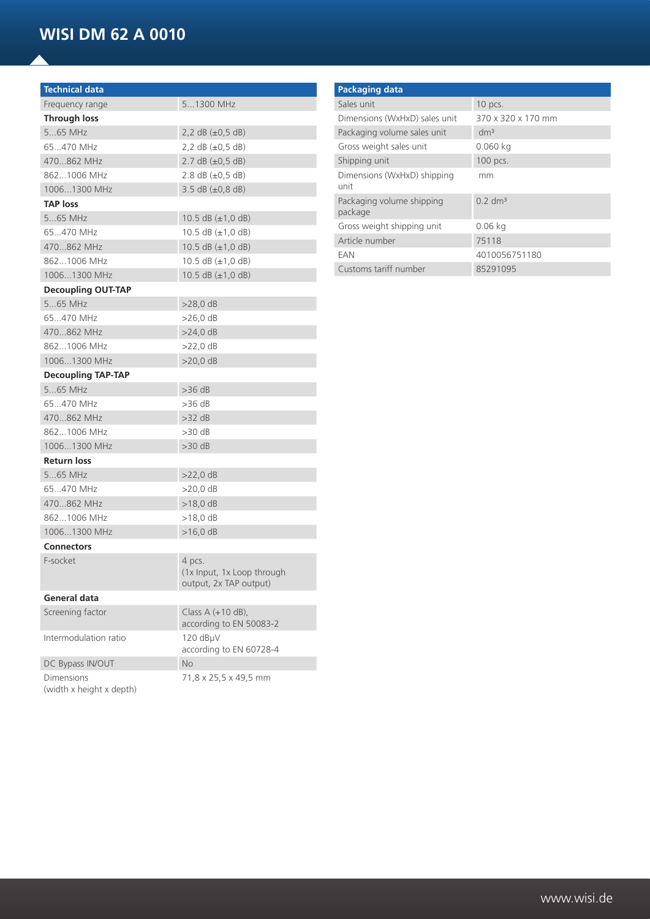# WISI DM 62 A 0010

| Technical data | |
|---|---|
| Frequency range | 5...1300 MHz |
| **Through loss** | |
| 5...65 MHz | 2,2 dB (±0,5 dB) |
| 65...470 MHz | 2,2 dB (±0,5 dB) |
| 470...862 MHz | 2.7 dB (±0,5 dB) |
| 862...1006 MHz | 2.8 dB (±0,5 dB) |
| 1006...1300 MHz | 3.5 dB (±0,8 dB) |
| **TAP loss** | |
| 5...65 MHz | 10.5 dB (±1,0 dB) |
| 65...470 MHz | 10.5 dB (±1,0 dB) |
| 470...862 MHz | 10.5 dB (±1,0 dB) |
| 862...1006 MHz | 10.5 dB (±1,0 dB) |
| 1006...1300 MHz | 10.5 dB (±1,0 dB) |
| **Decoupling OUT-TAP** | |
| 5...65 MHz | >28,0 dB |
| 65...470 MHz | >26,0 dB |
| 470...862 MHz | >24,0 dB |
| 862...1006 MHz | >22,0 dB |
| 1006...1300 MHz | >20,0 dB |
| **Decoupling TAP-TAP** | |
| 5...65 MHz | >36 dB |
| 65...470 MHz | >36 dB |
| 470...862 MHz | >32 dB |
| 862...1006 MHz | >30 dB |
| 1006...1300 MHz | >30 dB |
| **Return loss** | |
| 5...65 MHz | >22,0 dB |
| 65...470 MHz | >20,0 dB |
| 470...862 MHz | >18,0 dB |
| 862...1006 MHz | >18,0 dB |
| 1006...1300 MHz | >16,0 dB |
| **Connectors** | |
| F-socket | 4 pcs. (1x Input, 1x Loop through output, 2x TAP output) |
| **General data** | |
| Screening factor | Class A (+10 dB), according to EN 50083-2 |
| Intermodulation ratio | 120 dBµV according to EN 60728-4 |
| DC Bypass IN/OUT | No |
| Dimensions (width x height x depth) | 71,8 x 25,5 x 49,5 mm |

| Packaging data | |
|---|---|
| Sales unit | 10 pcs. |
| Dimensions (WxHxD) sales unit | 370 x 320 x 170 mm |
| Packaging volume sales unit | dm³ |
| Gross weight sales unit | 0.060 kg |
| Shipping unit | 100 pcs. |
| Dimensions (WxHxD) shipping unit | mm |
| Packaging volume shipping package | 0.2 dm³ |
| Gross weight shipping unit | 0.06 kg |
| Article number | 75118 |
| EAN | 4010056751180 |
| Customs tariff number | 85291095 |

www.wisi.de